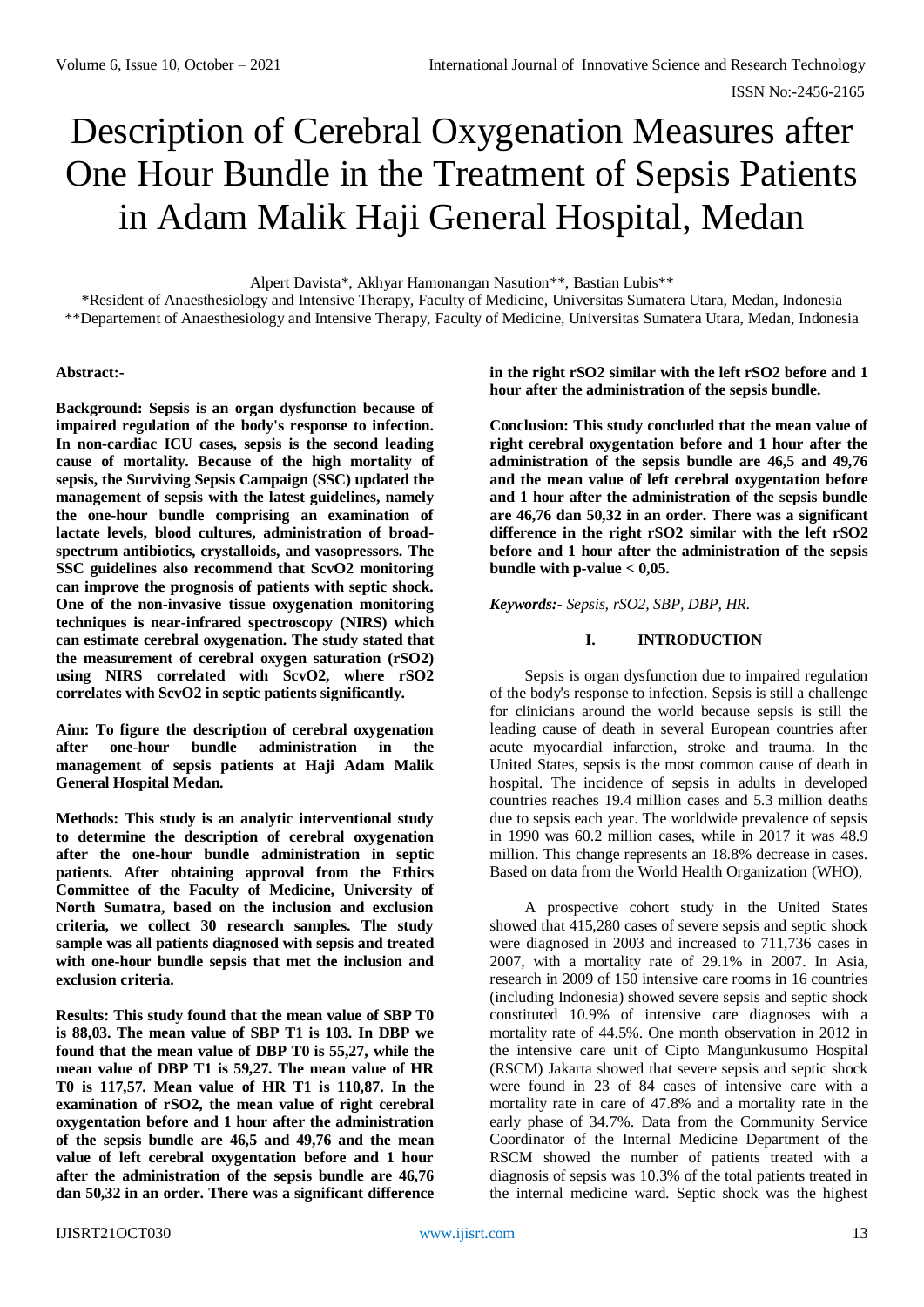# Description of Cerebral Oxygenation Measures after One Hour Bundle in the Treatment of Sepsis Patients in Adam Malik Haji General Hospital, Medan

Alpert Davista*, Akhyar Hamonangan Nasution**, Bastian Lubis**

*Resident of Anaesthesiology and Intensive Therapy, Faculty of Medicine, Universitas Sumatera Utara, Medan, Indonesia
**Departement of Anaesthesiology and Intensive Therapy, Faculty of Medicine, Universitas Sumatera Utara, Medan, Indonesia

**Abstract:-**

**Background: Sepsis is an organ dysfunction because of impaired regulation of the body's response to infection. In non-cardiac ICU cases, sepsis is the second leading cause of mortality. Because of the high mortality of sepsis, the Surviving Sepsis Campaign (SSC) updated the management of sepsis with the latest guidelines, namely the one-hour bundle comprising an examination of lactate levels, blood cultures, administration of broad-spectrum antibiotics, crystalloids, and vasopressors. The SSC guidelines also recommend that ScvO2 monitoring can improve the prognosis of patients with septic shock. One of the non-invasive tissue oxygenation monitoring techniques is near-infrared spectroscopy (NIRS) which can estimate cerebral oxygenation. The study stated that the measurement of cerebral oxygen saturation (rSO2) using NIRS correlated with ScvO2, where rSO2 correlates with ScvO2 in septic patients significantly.**

**Aim: To figure the description of cerebral oxygenation after one-hour bundle administration in the management of sepsis patients at Haji Adam Malik General Hospital Medan.**

**Methods: This study is an analytic interventional study to determine the description of cerebral oxygenation after the one-hour bundle administration in septic patients. After obtaining approval from the Ethics Committee of the Faculty of Medicine, University of North Sumatra, based on the inclusion and exclusion criteria, we collect 30 research samples. The study sample was all patients diagnosed with sepsis and treated with one-hour bundle sepsis that met the inclusion and exclusion criteria.**

**Results: This study found that the mean value of SBP T0 is 88,03. The mean value of SBP T1 is 103. In DBP we found that the mean value of DBP T0 is 55,27, while the mean value of DBP T1 is 59,27. The mean value of HR T0 is 117,57. Mean value of HR T1 is 110,87. In the examination of rSO2, the mean value of right cerebral oxygentation before and 1 hour after the administration of the sepsis bundle are 46,5 and 49,76 and the mean value of left cerebral oxygentation before and 1 hour after the administration of the sepsis bundle are 46,76 dan 50,32 in an order. There was a significant difference in the right rSO2 similar with the left rSO2 before and 1 hour after the administration of the sepsis bundle.**

**Conclusion: This study concluded that the mean value of right cerebral oxygenation before and 1 hour after the administration of the sepsis bundle are 46,5 and 49,76 and the mean value of left cerebral oxygentation before and 1 hour after the administration of the sepsis bundle are 46,76 dan 50,32 in an order. There was a significant difference in the right rSO2 similar with the left rSO2 before and 1 hour after the administration of the sepsis bundle with p-value < 0,05.**

***Keywords:-** Sepsis, rSO2, SBP, DBP, HR.*

## I. INTRODUCTION

Sepsis is organ dysfunction due to impaired regulation of the body's response to infection. Sepsis is still a challenge for clinicians around the world because sepsis is still the leading cause of death in several European countries after acute myocardial infarction, stroke and trauma. In the United States, sepsis is the most common cause of death in hospital. The incidence of sepsis in adults in developed countries reaches 19.4 million cases and 5.3 million deaths due to sepsis each year. The worldwide prevalence of sepsis in 1990 was 60.2 million cases, while in 2017 it was 48.9 million. This change represents an 18.8% decrease in cases. Based on data from the World Health Organization (WHO),

A prospective cohort study in the United States showed that 415,280 cases of severe sepsis and septic shock were diagnosed in 2003 and increased to 711,736 cases in 2007, with a mortality rate of 29.1% in 2007. In Asia, research in 2009 of 150 intensive care rooms in 16 countries (including Indonesia) showed severe sepsis and septic shock constituted 10.9% of intensive care diagnoses with a mortality rate of 44.5%. One month observation in 2012 in the intensive care unit of Cipto Mangunkusumo Hospital (RSCM) Jakarta showed that severe sepsis and septic shock were found in 23 of 84 cases of intensive care with a mortality rate in care of 47.8% and a mortality rate in the early phase of 34.7%. Data from the Community Service Coordinator of the Internal Medicine Department of the RSCM showed the number of patients treated with a diagnosis of sepsis was 10.3% of the total patients treated in the internal medicine ward. Septic shock was the highest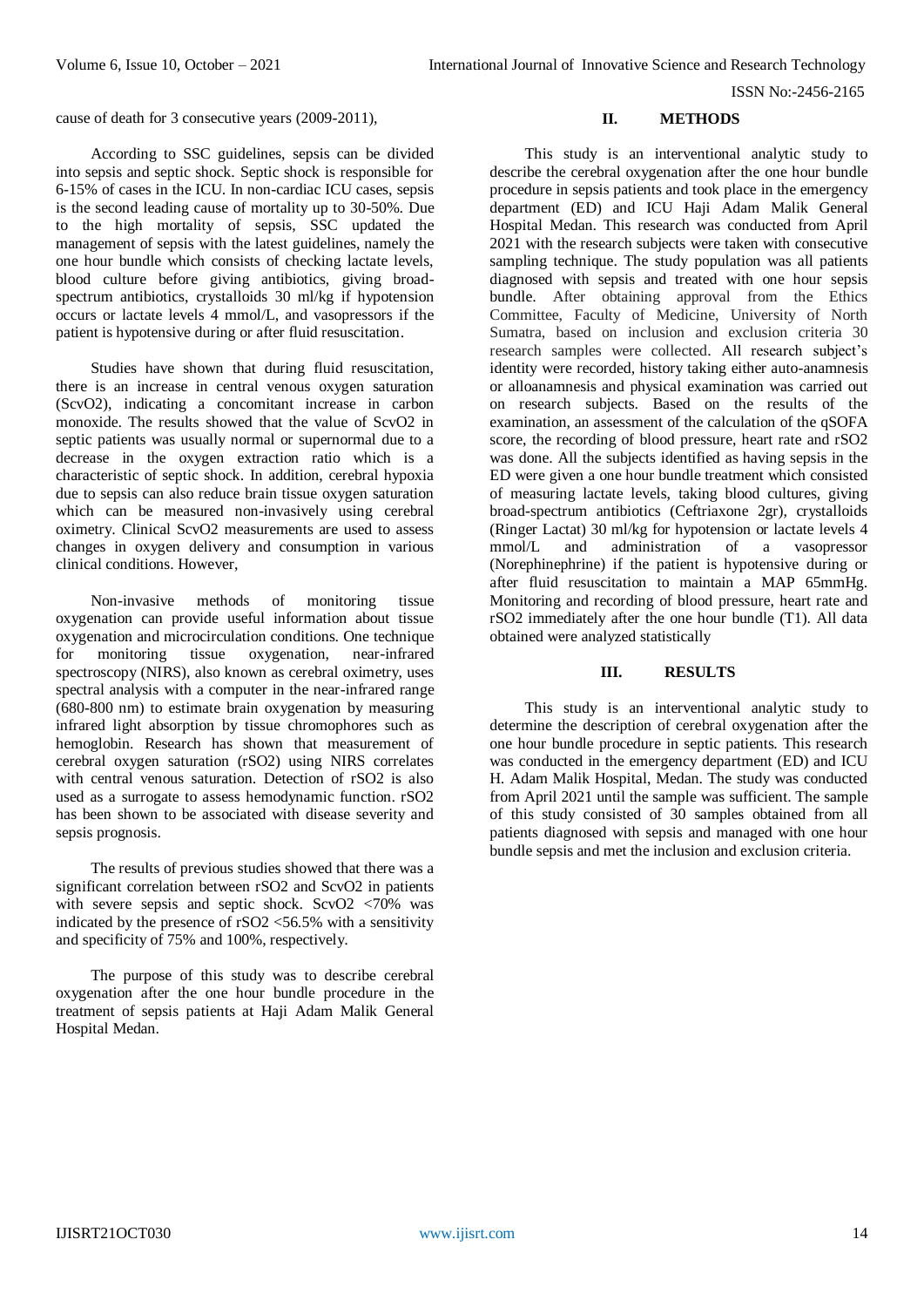cause of death for 3 consecutive years (2009-2011),

According to SSC guidelines, sepsis can be divided into sepsis and septic shock. Septic shock is responsible for 6-15% of cases in the ICU. In non-cardiac ICU cases, sepsis is the second leading cause of mortality up to 30-50%. Due to the high mortality of sepsis, SSC updated the management of sepsis with the latest guidelines, namely the one hour bundle which consists of checking lactate levels, blood culture before giving antibiotics, giving broad-spectrum antibiotics, crystalloids 30 ml/kg if hypotension occurs or lactate levels 4 mmol/L, and vasopressors if the patient is hypotensive during or after fluid resuscitation.

Studies have shown that during fluid resuscitation, there is an increase in central venous oxygen saturation ($ScvO_2$), indicating a concomitant increase in carbon monoxide. The results showed that the value of $ScvO_2$ in septic patients was usually normal or supernormal due to a decrease in the oxygen extraction ratio which is a characteristic of septic shock. In addition, cerebral hypoxia due to sepsis can also reduce brain tissue oxygen saturation which can be measured non-invasively using cerebral oximetry. Clinical $ScvO_2$ measurements are used to assess changes in oxygen delivery and consumption in various clinical conditions. However,

Non-invasive methods of monitoring tissue oxygenation can provide useful information about tissue oxygenation and microcirculation conditions. One technique for monitoring tissue oxygenation, near-infrared spectroscopy (NIRS), also known as cerebral oximetry, uses spectral analysis with a computer in the near-infrared range (680-800 nm) to estimate brain oxygenation by measuring infrared light absorption by tissue chromophores such as hemoglobin. Research has shown that measurement of cerebral oxygen saturation ($rSO_2$) using NIRS correlates with central venous saturation. Detection of $rSO_2$ is also used as a surrogate to assess hemodynamic function. $rSO_2$ has been shown to be associated with disease severity and sepsis prognosis.

The results of previous studies showed that there was a significant correlation between $rSO_2$ and $ScvO_2$ in patients with severe sepsis and septic shock. $ScvO_2$ <70% was indicated by the presence of $rSO_2$ <56.5% with a sensitivity and specificity of 75% and 100%, respectively.

The purpose of this study was to describe cerebral oxygenation after the one hour bundle procedure in the treatment of sepsis patients at Haji Adam Malik General Hospital Medan.

## II. METHODS

This study is an interventional analytic study to describe the cerebral oxygenation after the one hour bundle procedure in sepsis patients and took place in the emergency department (ED) and ICU Haji Adam Malik General Hospital Medan. This research was conducted from April 2021 with the research subjects were taken with consecutive sampling technique. The study population was all patients diagnosed with sepsis and treated with one hour sepsis bundle. After obtaining approval from the Ethics Committee, Faculty of Medicine, University of North Sumatra, based on inclusion and exclusion criteria 30 research samples were collected. All research subject's identity were recorded, history taking either auto-anamnesis or alloanamnesis and physical examination was carried out on research subjects. Based on the results of the examination, an assessment of the calculation of the qSOFA score, the recording of blood pressure, heart rate and $rSO_2$ was done. All the subjects identified as having sepsis in the ED were given a one hour bundle treatment which consisted of measuring lactate levels, taking blood cultures, giving broad-spectrum antibiotics (Ceftriaxone 2gr), crystalloids (Ringer Lactat) 30 ml/kg for hypotension or lactate levels 4 mmol/L and administration of a vasopressor (Norephinephrine) if the patient is hypotensive during or after fluid resuscitation to maintain a MAP 65mmHg. Monitoring and recording of blood pressure, heart rate and $rSO_2$ immediately after the one hour bundle (T1). All data obtained were analyzed statistically

## III. RESULTS

This study is an interventional analytic study to determine the description of cerebral oxygenation after the one hour bundle procedure in septic patients. This research was conducted in the emergency department (ED) and ICU H. Adam Malik Hospital, Medan. The study was conducted from April 2021 until the sample was sufficient. The sample of this study consisted of 30 samples obtained from all patients diagnosed with sepsis and managed with one hour bundle sepsis and met the inclusion and exclusion criteria.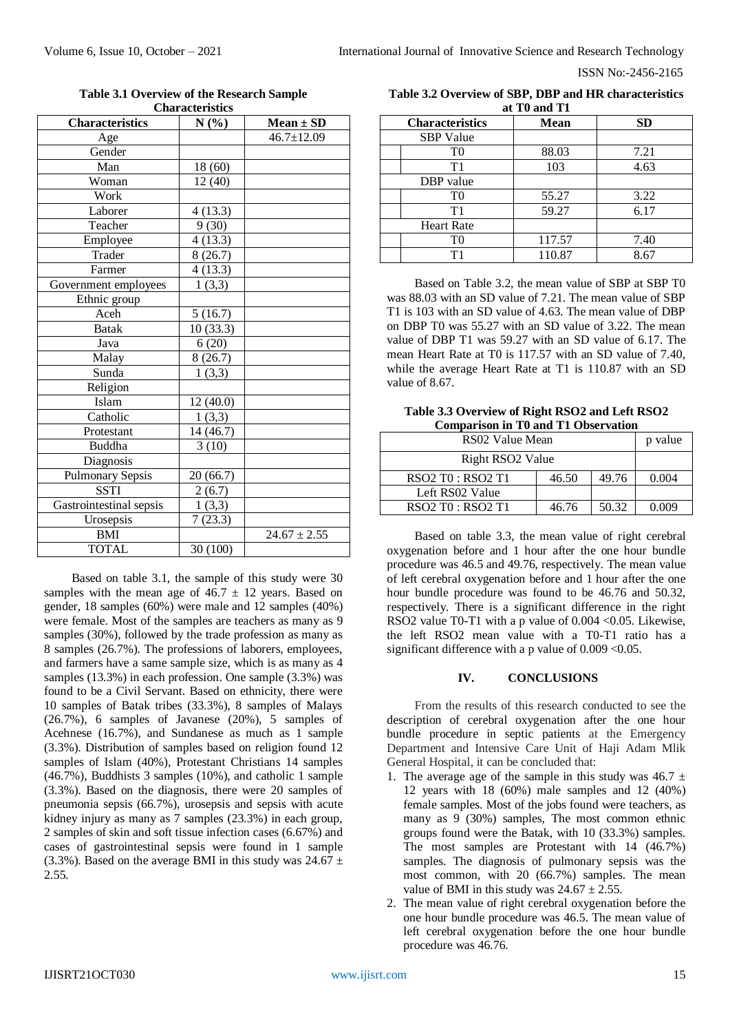**Table 3.1 Overview of the Research Sample Characteristics**

| Characteristics | N (%) | Mean ± SD |
|---|---|---|
| Age | | 46.7±12.09 |
| Gender | | |
| Man | 18 (60) | |
| Woman | 12 (40) | |
| Work | | |
| Laborer | 4 (13.3) | |
| Teacher | 9 (30) | |
| Employee | 4 (13.3) | |
| Trader | 8 (26.7) | |
| Farmer | 4 (13.3) | |
| Government employees | 1 (3,3) | |
| Ethnic group | | |
| Aceh | 5 (16.7) | |
| Batak | 10 (33.3) | |
| Java | 6 (20) | |
| Malay | 8 (26.7) | |
| Sunda | 1 (3,3) | |
| Religion | | |
| Islam | 12 (40.0) | |
| Catholic | 1 (3,3) | |
| Protestant | 14 (46.7) | |
| Buddha | 3 (10) | |
| Diagnosis | | |
| Pulmonary Sepsis | 20 (66.7) | |
| SSTI | 2 (6.7) | |
| Gastrointestinal sepsis | 1 (3,3) | |
| Urosepsis | 7 (23.3) | |
| BMI | | 24.67 ± 2.55 |
| TOTAL | 30 (100) | |

Based on table 3.1, the sample of this study were 30 samples with the mean age of 46.7 ± 12 years. Based on gender, 18 samples (60%) were male and 12 samples (40%) were female. Most of the samples are teachers as many as 9 samples (30%), followed by the trade profession as many as 8 samples (26.7%). The professions of laborers, employees, and farmers have a same sample size, which is as many as 4 samples (13.3%) in each profession. One sample (3.3%) was found to be a Civil Servant. Based on ethnicity, there were 10 samples of Batak tribes (33.3%), 8 samples of Malays (26.7%), 6 samples of Javanese (20%), 5 samples of Acehnese (16.7%), and Sundanese as much as 1 sample (3.3%). Distribution of samples based on religion found 12 samples of Islam (40%), Protestant Christians 14 samples (46.7%), Buddhists 3 samples (10%), and catholic 1 sample (3.3%). Based on the diagnosis, there were 20 samples of pneumonia sepsis (66.7%), urosepsis and sepsis with acute kidney injury as many as 7 samples (23.3%) in each group, 2 samples of skin and soft tissue infection cases (6.67%) and cases of gastrointestinal sepsis were found in 1 sample (3.3%). Based on the average BMI in this study was 24.67 ± 2.55.

**Table 3.2 Overview of SBP, DBP and HR characteristics at T0 and T1**

| Characteristics | Mean | SD |
|---|---|---|
| SBP Value | | |
| T0 | 88.03 | 7.21 |
| T1 | 103 | 4.63 |
| DBP value | | |
| T0 | 55.27 | 3.22 |
| T1 | 59.27 | 6.17 |
| Heart Rate | | |
| T0 | 117.57 | 7.40 |
| T1 | 110.87 | 8.67 |

Based on Table 3.2, the mean value of SBP at SBP T0 was 88.03 with an SD value of 7.21. The mean value of SBP T1 is 103 with an SD value of 4.63. The mean value of DBP on DBP T0 was 55.27 with an SD value of 3.22. The mean value of DBP T1 was 59.27 with an SD value of 6.17. The mean Heart Rate at T0 is 117.57 with an SD value of 7.40, while the average Heart Rate at T1 is 110.87 with an SD value of 8.67.

**Table 3.3 Overview of Right RSO2 and Left RSO2 Comparison in T0 and T1 Observation**

| RS02 Value Mean | | | p value |
|---|---|---|---|
| Right RSO2 Value | | | |
| RSO2 T0 : RSO2 T1 | 46.50 | 49.76 | 0.004 |
| Left RS02 Value | | | |
| RSO2 T0 : RSO2 T1 | 46.76 | 50.32 | 0.009 |

Based on table 3.3, the mean value of right cerebral oxygenation before and 1 hour after the one hour bundle procedure was 46.5 and 49.76, respectively. The mean value of left cerebral oxygenation before and 1 hour after the one hour bundle procedure was found to be 46.76 and 50.32, respectively. There is a significant difference in the right RSO2 value T0-T1 with a p value of 0.004 <0.05. Likewise, the left RSO2 mean value with a T0-T1 ratio has a significant difference with a p value of 0.009 <0.05.

## IV. CONCLUSIONS

From the results of this research conducted to see the description of cerebral oxygenation after the one hour bundle procedure in septic patients at the Emergency Department and Intensive Care Unit of Haji Adam Mlik General Hospital, it can be concluded that:

1. The average age of the sample in this study was 46.7 ± 12 years with 18 (60%) male samples and 12 (40%) female samples. Most of the jobs found were teachers, as many as 9 (30%) samples, The most common ethnic groups found were the Batak, with 10 (33.3%) samples. The most samples are Protestant with 14 (46.7%) samples. The diagnosis of pulmonary sepsis was the most common, with 20 (66.7%) samples. The mean value of BMI in this study was 24.67 ± 2.55.
2. The mean value of right cerebral oxygenation before the one hour bundle procedure was 46.5. The mean value of left cerebral oxygenation before the one hour bundle procedure was 46.76.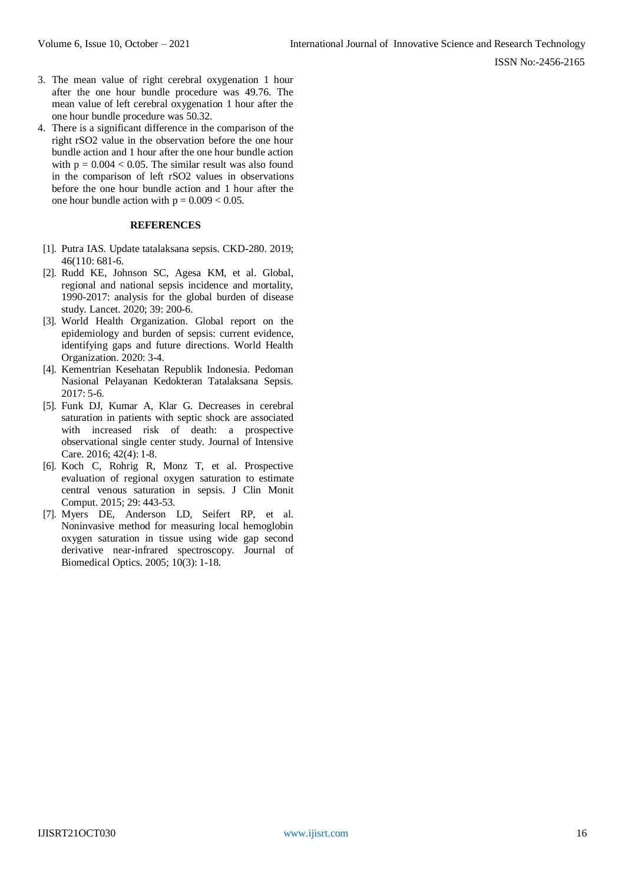3. The mean value of right cerebral oxygenation 1 hour after the one hour bundle procedure was 49.76. The mean value of left cerebral oxygenation 1 hour after the one hour bundle procedure was 50.32.
4. There is a significant difference in the comparison of the right rSO2 value in the observation before the one hour bundle action and 1 hour after the one hour bundle action with $p = 0.004 < 0.05$. The similar result was also found in the comparison of left rSO2 values in observations before the one hour bundle action and 1 hour after the one hour bundle action with $p = 0.009 < 0.05$.

## REFERENCES

[1]. Putra IAS. Update tatalaksana sepsis. CKD-280. 2019; 46(110: 681-6.

[2]. Rudd KE, Johnson SC, Agesa KM, et al. Global, regional and national sepsis incidence and mortality, 1990-2017: analysis for the global burden of disease study. Lancet. 2020; 39: 200-6.

[3]. World Health Organization. Global report on the epidemiology and burden of sepsis: current evidence, identifying gaps and future directions. World Health Organization. 2020: 3-4.

[4]. Kementrian Kesehatan Republik Indonesia. Pedoman Nasional Pelayanan Kedokteran Tatalaksana Sepsis. 2017: 5-6.

[5]. Funk DJ, Kumar A, Klar G. Decreases in cerebral saturation in patients with septic shock are associated with increased risk of death: a prospective observational single center study. Journal of Intensive Care. 2016; 42(4): 1-8.

[6]. Koch C, Rohrig R, Monz T, et al. Prospective evaluation of regional oxygen saturation to estimate central venous saturation in sepsis. J Clin Monit Comput. 2015; 29: 443-53.

[7]. Myers DE, Anderson LD, Seifert RP, et al. Noninvasive method for measuring local hemoglobin oxygen saturation in tissue using wide gap second derivative near-infrared spectroscopy. Journal of Biomedical Optics. 2005; 10(3): 1-18.